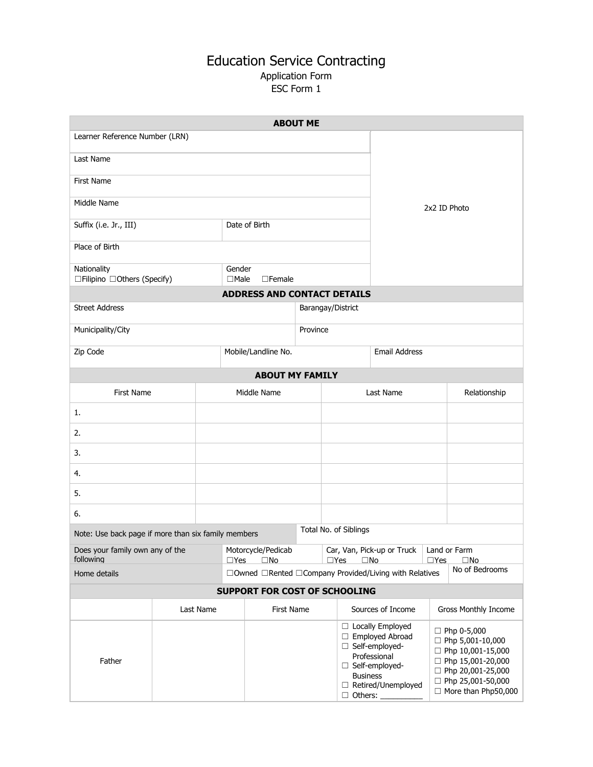# Education Service Contracting

Application Form

ESC Form 1

| ABOUT ME | | |
|---|---|---|
| Learner Reference Number (LRN) | | 2x2 ID Photo |
| Last Name | | |
| First Name | | |
| Middle Name | | |
| Suffix (i.e. Jr., III) | Date of Birth | |
| Place of Birth | | |
| Nationality<br>☐Filipino ☐Others (Specify) | Gender<br>☐Male ☐Female | |

| ADDRESS AND CONTACT DETAILS | | |
|---|---|---|
| Street Address | Barangay/District | |
| Municipality/City | Province | |
| Zip Code | Mobile/Landline No. | Email Address |

| ABOUT MY FAMILY | | | |
|---|---|---|---|
| First Name | Middle Name | Last Name | Relationship |
| 1. | | | |
| 2. | | | |
| 3. | | | |
| 4. | | | |
| 5. | | | |
| 6. | | | |
| Note: Use back page if more than six family members | | Total No. of Siblings | |
| Does your family own any of the following | Motorcycle/Pedicab<br>☐Yes ☐No | Car, Van, Pick-up or Truck<br>☐Yes ☐No | Land or Farm<br>☐Yes ☐No |
| Home details | ☐Owned ☐Rented ☐Company Provided/Living with Relatives | | No of Bedrooms |

| SUPPORT FOR COST OF SCHOOLING | | | | |
|---|---|---|---|---|
| | Last Name | First Name | Sources of Income | Gross Monthly Income |
| Father | | | ☐ Locally Employed<br>☐ Employed Abroad<br>☐ Self-employed-Professional<br>☐ Self-employed-Business<br>☐ Retired/Unemployed<br>☐ Others: __________ | ☐ Php 0-5,000<br>☐ Php 5,001-10,000<br>☐ Php 10,001-15,000<br>☐ Php 15,001-20,000<br>☐ Php 20,001-25,000<br>☐ Php 25,001-50,000<br>☐ More than Php50,000 |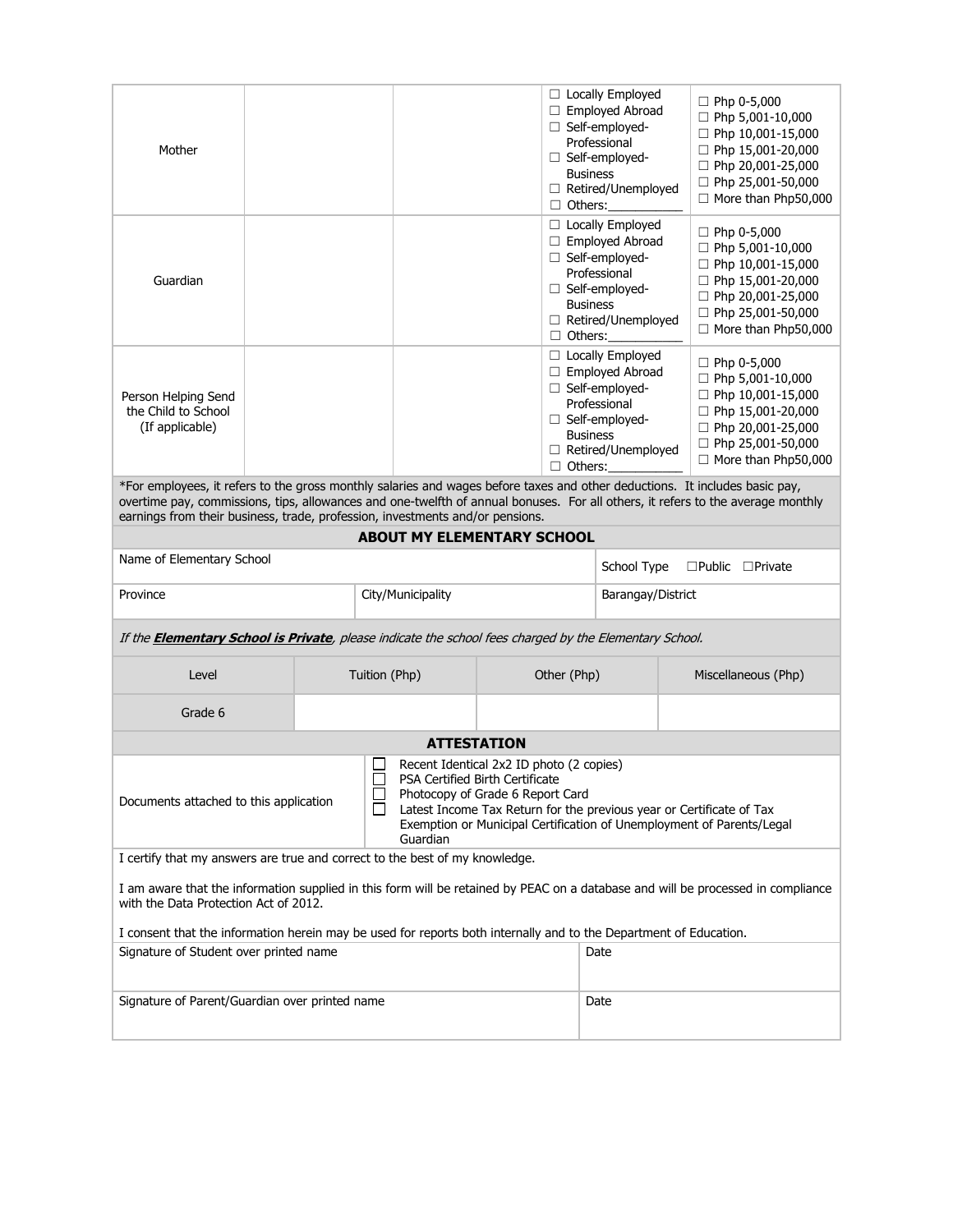| | | | | |
|---|---|---|---|---|
| Mother | | | ☐ Locally Employed<br>☐ Employed Abroad<br>☐ Self-employed-Professional<br>☐ Self-employed-Business<br>☐ Retired/Unemployed<br>☐ Others:___________ | ☐ Php 0-5,000<br>☐ Php 5,001-10,000<br>☐ Php 10,001-15,000<br>☐ Php 15,001-20,000<br>☐ Php 20,001-25,000<br>☐ Php 25,001-50,000<br>☐ More than Php50,000 |
| Guardian | | | ☐ Locally Employed<br>☐ Employed Abroad<br>☐ Self-employed-Professional<br>☐ Self-employed-Business<br>☐ Retired/Unemployed<br>☐ Others:___________ | ☐ Php 0-5,000<br>☐ Php 5,001-10,000<br>☐ Php 10,001-15,000<br>☐ Php 15,001-20,000<br>☐ Php 20,001-25,000<br>☐ Php 25,001-50,000<br>☐ More than Php50,000 |
| Person Helping Send the Child to School (If applicable) | | | ☐ Locally Employed<br>☐ Employed Abroad<br>☐ Self-employed-Professional<br>☐ Self-employed-Business<br>☐ Retired/Unemployed<br>☐ Others:___________ | ☐ Php 0-5,000<br>☐ Php 5,001-10,000<br>☐ Php 10,001-15,000<br>☐ Php 15,001-20,000<br>☐ Php 20,001-25,000<br>☐ Php 25,001-50,000<br>☐ More than Php50,000 |

*For employees, it refers to the gross monthly salaries and wages before taxes and other deductions. It includes basic pay, overtime pay, commissions, tips, allowances and one-twelfth of annual bonuses. For all others, it refers to the average monthly earnings from their business, trade, profession, investments and/or pensions.

## ABOUT MY ELEMENTARY SCHOOL

| | | |
|---|---|---|
| Name of Elementary School | | School Type ☐Public ☐Private |
| Province | City/Municipality | Barangay/District |

*If the **Elementary School is Private**, please indicate the school fees charged by the Elementary School.*

| Level | Tuition (Php) | Other (Php) | Miscellaneous (Php) |
|---|---|---|---|
| Grade 6 | | | |

## ATTESTATION

| | |
|---|---|
| Documents attached to this application | ☐ Recent Identical 2x2 ID photo (2 copies)<br>☐ PSA Certified Birth Certificate<br>☐ Photocopy of Grade 6 Report Card<br>☐ Latest Income Tax Return for the previous year or Certificate of Tax Exemption or Municipal Certification of Unemployment of Parents/Legal Guardian |

I certify that my answers are true and correct to the best of my knowledge.

I am aware that the information supplied in this form will be retained by PEAC on a database and will be processed in compliance with the Data Protection Act of 2012.

I consent that the information herein may be used for reports both internally and to the Department of Education.

| | |
|---|---|
| Signature of Student over printed name | Date |
| Signature of Parent/Guardian over printed name | Date |